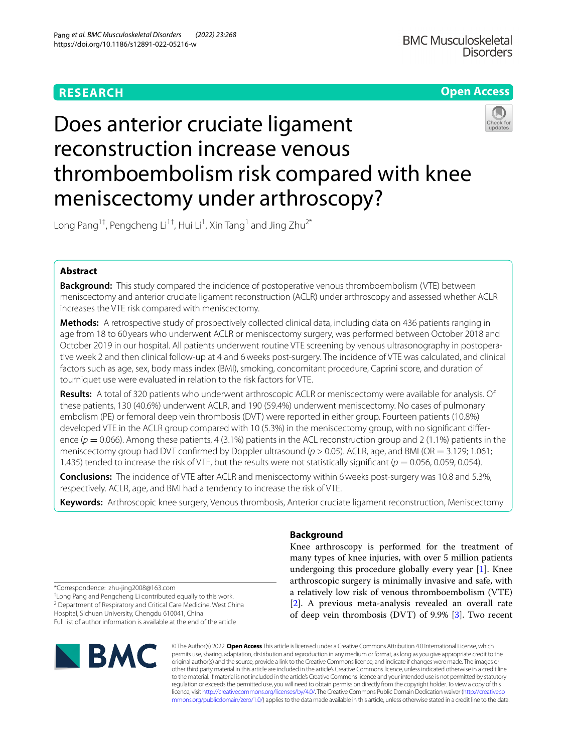RESEARCH

Open Access

# Does anterior cruciate ligament reconstruction increase venous thromboembolism risk compared with knee meniscectomy under arthroscopy?

Long Pang[1†], Pengcheng Li[1†], Hui Li[1], Xin Tang[1] and Jing Zhu[2*]

## Abstract

**Background:** This study compared the incidence of postoperative venous thromboembolism (VTE) between meniscectomy and anterior cruciate ligament reconstruction (ACLR) under arthroscopy and assessed whether ACLR increases the VTE risk compared with meniscectomy.

**Methods:** A retrospective study of prospectively collected clinical data, including data on 436 patients ranging in age from 18 to 60 years who underwent ACLR or meniscectomy surgery, was performed between October 2018 and October 2019 in our hospital. All patients underwent routine VTE screening by venous ultrasonography in postoperative week 2 and then clinical follow-up at 4 and 6 weeks post-surgery. The incidence of VTE was calculated, and clinical factors such as age, sex, body mass index (BMI), smoking, concomitant procedure, Caprini score, and duration of tourniquet use were evaluated in relation to the risk factors for VTE.

**Results:** A total of 320 patients who underwent arthroscopic ACLR or meniscectomy were available for analysis. Of these patients, 130 (40.6%) underwent ACLR, and 190 (59.4%) underwent meniscectomy. No cases of pulmonary embolism (PE) or femoral deep vein thrombosis (DVT) were reported in either group. Fourteen patients (10.8%) developed VTE in the ACLR group compared with 10 (5.3%) in the meniscectomy group, with no significant difference ($p = 0.066$). Among these patients, 4 (3.1%) patients in the ACL reconstruction group and 2 (1.1%) patients in the meniscectomy group had DVT confirmed by Doppler ultrasound ($p > 0.05$). ACLR, age, and BMI (OR = 3.129; 1.061; 1.435) tended to increase the risk of VTE, but the results were not statistically significant ($p = 0.056$, 0.059, 0.054).

**Conclusions:** The incidence of VTE after ACLR and meniscectomy within 6 weeks post-surgery was 10.8 and 5.3%, respectively. ACLR, age, and BMI had a tendency to increase the risk of VTE.

**Keywords:** Arthroscopic knee surgery, Venous thrombosis, Anterior cruciate ligament reconstruction, Meniscectomy

## Background

Knee arthroscopy is performed for the treatment of many types of knee injuries, with over 5 million patients undergoing this procedure globally every year [1]. Knee arthroscopic surgery is minimally invasive and safe, with a relatively low risk of venous thromboembolism (VTE) [2]. A previous meta-analysis revealed an overall rate of deep vein thrombosis (DVT) of 9.9% [3]. Two recent

*Correspondence: zhu-jing2008@163.com
†Long Pang and Pengcheng Li contributed equally to this work.
[2] Department of Respiratory and Critical Care Medicine, West China Hospital, Sichuan University, Chengdu 610041, China
Full list of author information is available at the end of the article

© The Author(s) 2022. **Open Access** This article is licensed under a Creative Commons Attribution 4.0 International License, which permits use, sharing, adaptation, distribution and reproduction in any medium or format, as long as you give appropriate credit to the original author(s) and the source, provide a link to the Creative Commons licence, and indicate if changes were made. The images or other third party material in this article are included in the article's Creative Commons licence, unless indicated otherwise in a credit line to the material. If material is not included in the article's Creative Commons licence and your intended use is not permitted by statutory regulation or exceeds the permitted use, you will need to obtain permission directly from the copyright holder. To view a copy of this licence, visit http://creativecommons.org/licenses/by/4.0/. The Creative Commons Public Domain Dedication waiver (http://creativecommons.org/publicdomain/zero/1.0/) applies to the data made available in this article, unless otherwise stated in a credit line to the data.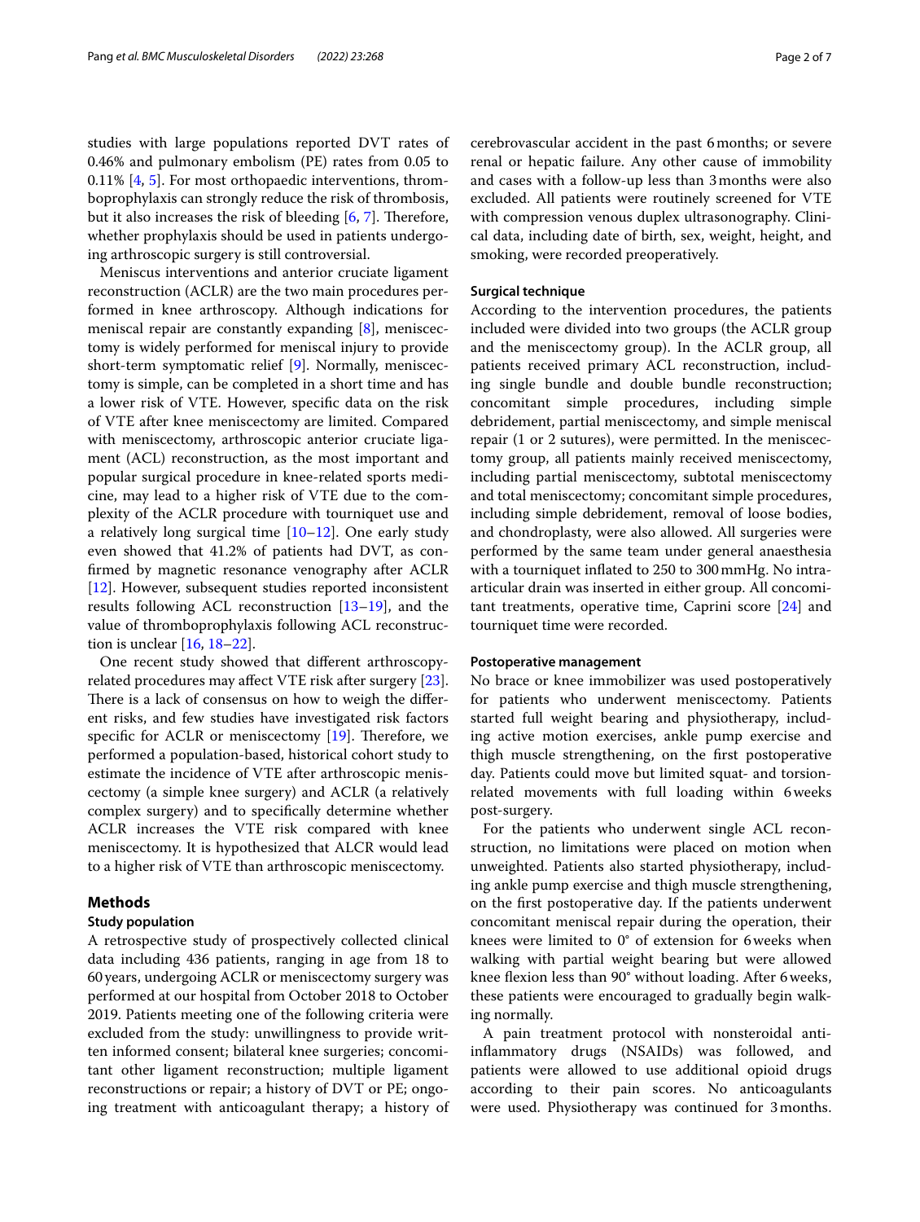studies with large populations reported DVT rates of 0.46% and pulmonary embolism (PE) rates from 0.05 to 0.11% [4, 5]. For most orthopaedic interventions, thromboprophylaxis can strongly reduce the risk of thrombosis, but it also increases the risk of bleeding [6, 7]. Therefore, whether prophylaxis should be used in patients undergoing arthroscopic surgery is still controversial.

Meniscus interventions and anterior cruciate ligament reconstruction (ACLR) are the two main procedures performed in knee arthroscopy. Although indications for meniscal repair are constantly expanding [8], meniscectomy is widely performed for meniscal injury to provide short-term symptomatic relief [9]. Normally, meniscectomy is simple, can be completed in a short time and has a lower risk of VTE. However, specific data on the risk of VTE after knee meniscectomy are limited. Compared with meniscectomy, arthroscopic anterior cruciate ligament (ACL) reconstruction, as the most important and popular surgical procedure in knee-related sports medicine, may lead to a higher risk of VTE due to the complexity of the ACLR procedure with tourniquet use and a relatively long surgical time [10–12]. One early study even showed that 41.2% of patients had DVT, as confirmed by magnetic resonance venography after ACLR [12]. However, subsequent studies reported inconsistent results following ACL reconstruction [13–19], and the value of thromboprophylaxis following ACL reconstruction is unclear [16, 18–22].

One recent study showed that different arthroscopy-related procedures may affect VTE risk after surgery [23]. There is a lack of consensus on how to weigh the different risks, and few studies have investigated risk factors specific for ACLR or meniscectomy [19]. Therefore, we performed a population-based, historical cohort study to estimate the incidence of VTE after arthroscopic meniscectomy (a simple knee surgery) and ACLR (a relatively complex surgery) and to specifically determine whether ACLR increases the VTE risk compared with knee meniscectomy. It is hypothesized that ALCR would lead to a higher risk of VTE than arthroscopic meniscectomy.

## Methods

### Study population

A retrospective study of prospectively collected clinical data including 436 patients, ranging in age from 18 to 60 years, undergoing ACLR or meniscectomy surgery was performed at our hospital from October 2018 to October 2019. Patients meeting one of the following criteria were excluded from the study: unwillingness to provide written informed consent; bilateral knee surgeries; concomitant other ligament reconstruction; multiple ligament reconstructions or repair; a history of DVT or PE; ongoing treatment with anticoagulant therapy; a history of cerebrovascular accident in the past 6 months; or severe renal or hepatic failure. Any other cause of immobility and cases with a follow-up less than 3 months were also excluded. All patients were routinely screened for VTE with compression venous duplex ultrasonography. Clinical data, including date of birth, sex, weight, height, and smoking, were recorded preoperatively.

### Surgical technique

According to the intervention procedures, the patients included were divided into two groups (the ACLR group and the meniscectomy group). In the ACLR group, all patients received primary ACL reconstruction, including single bundle and double bundle reconstruction; concomitant simple procedures, including simple debridement, partial meniscectomy, and simple meniscal repair (1 or 2 sutures), were permitted. In the meniscectomy group, all patients mainly received meniscectomy, including partial meniscectomy, subtotal meniscectomy and total meniscectomy; concomitant simple procedures, including simple debridement, removal of loose bodies, and chondroplasty, were also allowed. All surgeries were performed by the same team under general anaesthesia with a tourniquet inflated to 250 to 300 mmHg. No intra-articular drain was inserted in either group. All concomitant treatments, operative time, Caprini score [24] and tourniquet time were recorded.

### Postoperative management

No brace or knee immobilizer was used postoperatively for patients who underwent meniscectomy. Patients started full weight bearing and physiotherapy, including active motion exercises, ankle pump exercise and thigh muscle strengthening, on the first postoperative day. Patients could move but limited squat- and torsion-related movements with full loading within 6 weeks post-surgery.

For the patients who underwent single ACL reconstruction, no limitations were placed on motion when unweighted. Patients also started physiotherapy, including ankle pump exercise and thigh muscle strengthening, on the first postoperative day. If the patients underwent concomitant meniscal repair during the operation, their knees were limited to 0° of extension for 6 weeks when walking with partial weight bearing but were allowed knee flexion less than 90° without loading. After 6 weeks, these patients were encouraged to gradually begin walking normally.

A pain treatment protocol with nonsteroidal anti-inflammatory drugs (NSAIDs) was followed, and patients were allowed to use additional opioid drugs according to their pain scores. No anticoagulants were used. Physiotherapy was continued for 3 months.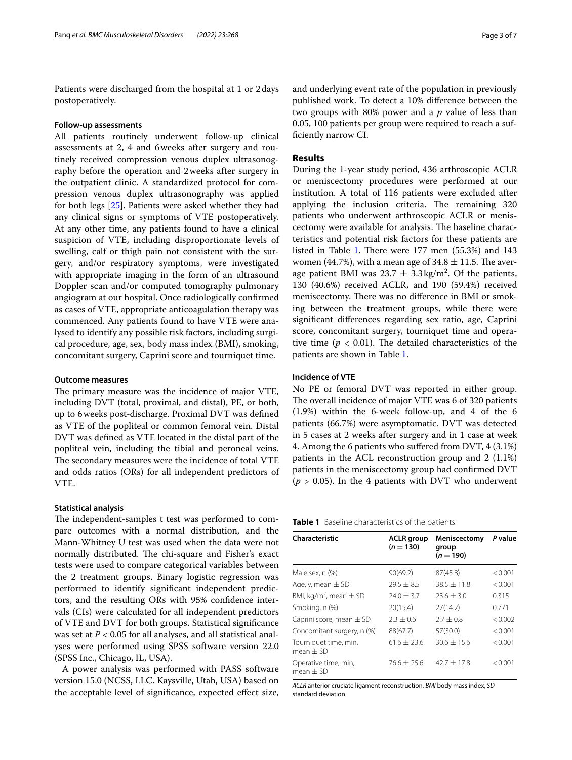Patients were discharged from the hospital at 1 or 2 days postoperatively.

### Follow-up assessments

All patients routinely underwent follow-up clinical assessments at 2, 4 and 6 weeks after surgery and routinely received compression venous duplex ultrasonography before the operation and 2 weeks after surgery in the outpatient clinic. A standardized protocol for compression venous duplex ultrasonography was applied for both legs [25]. Patients were asked whether they had any clinical signs or symptoms of VTE postoperatively. At any other time, any patients found to have a clinical suspicion of VTE, including disproportionate levels of swelling, calf or thigh pain not consistent with the surgery, and/or respiratory symptoms, were investigated with appropriate imaging in the form of an ultrasound Doppler scan and/or computed tomography pulmonary angiogram at our hospital. Once radiologically confirmed as cases of VTE, appropriate anticoagulation therapy was commenced. Any patients found to have VTE were analysed to identify any possible risk factors, including surgical procedure, age, sex, body mass index (BMI), smoking, concomitant surgery, Caprini score and tourniquet time.

### Outcome measures

The primary measure was the incidence of major VTE, including DVT (total, proximal, and distal), PE, or both, up to 6 weeks post-discharge. Proximal DVT was defined as VTE of the popliteal or common femoral vein. Distal DVT was defined as VTE located in the distal part of the popliteal vein, including the tibial and peroneal veins. The secondary measures were the incidence of total VTE and odds ratios (ORs) for all independent predictors of VTE.

### Statistical analysis

The independent-samples t test was performed to compare outcomes with a normal distribution, and the Mann-Whitney U test was used when the data were not normally distributed. The chi-square and Fisher's exact tests were used to compare categorical variables between the 2 treatment groups. Binary logistic regression was performed to identify significant independent predictors, and the resulting ORs with 95% confidence intervals (CIs) were calculated for all independent predictors of VTE and DVT for both groups. Statistical significance was set at $P < 0.05$ for all analyses, and all statistical analyses were performed using SPSS software version 22.0 (SPSS Inc., Chicago, IL, USA).

A power analysis was performed with PASS software version 15.0 (NCSS, LLC. Kaysville, Utah, USA) based on the acceptable level of significance, expected effect size, and underlying event rate of the population in previously published work. To detect a 10% difference between the two groups with 80% power and a $p$ value of less than 0.05, 100 patients per group were required to reach a sufficiently narrow CI.

## Results

During the 1-year study period, 436 arthroscopic ACLR or meniscectomy procedures were performed at our institution. A total of 116 patients were excluded after applying the inclusion criteria. The remaining 320 patients who underwent arthroscopic ACLR or meniscectomy were available for analysis. The baseline characteristics and potential risk factors for these patients are listed in Table 1. There were 177 men (55.3%) and 143 women (44.7%), with a mean age of 34.8 ± 11.5. The average patient BMI was 23.7 ± 3.3 kg/m$^2$. Of the patients, 130 (40.6%) received ACLR, and 190 (59.4%) received meniscectomy. There was no difference in BMI or smoking between the treatment groups, while there were significant differences regarding sex ratio, age, Caprini score, concomitant surgery, tourniquet time and operative time ($p < 0.01$). The detailed characteristics of the patients are shown in Table 1.

### Incidence of VTE

No PE or femoral DVT was reported in either group. The overall incidence of major VTE was 6 of 320 patients (1.9%) within the 6-week follow-up, and 4 of the 6 patients (66.7%) were asymptomatic. DVT was detected in 5 cases at 2 weeks after surgery and in 1 case at week 4. Among the 6 patients who suffered from DVT, 4 (3.1%) patients in the ACL reconstruction group and 2 (1.1%) patients in the meniscectomy group had confirmed DVT ($p > 0.05$). In the 4 patients with DVT who underwent

**Table 1** Baseline characteristics of the patients

| Characteristic | ACLR group ($n = 130$) | Meniscectomy group ($n = 190$) | P value |
|---|---|---|---|
| Male sex, n (%) | 90(69.2) | 87(45.8) | <0.001 |
| Age, y, mean ± SD | 29.5 ± 8.5 | 38.5 ± 11.8 | <0.001 |
| BMI, kg/m$^2$, mean ± SD | 24.0 ± 3.7 | 23.6 ± 3.0 | 0.315 |
| Smoking, n (%) | 20(15.4) | 27(14.2) | 0.771 |
| Caprini score, mean ± SD | 2.3 ± 0.6 | 2.7 ± 0.8 | <0.002 |
| Concomitant surgery, n (%) | 88(67.7) | 57(30.0) | <0.001 |
| Tourniquet time, min, mean ± SD | 61.6 ± 23.6 | 30.6 ± 15.6 | <0.001 |
| Operative time, min, mean ± SD | 76.6 ± 25.6 | 42.7 ± 17.8 | <0.001 |

*ACLR* anterior cruciate ligament reconstruction, *BMI* body mass index, *SD* standard deviation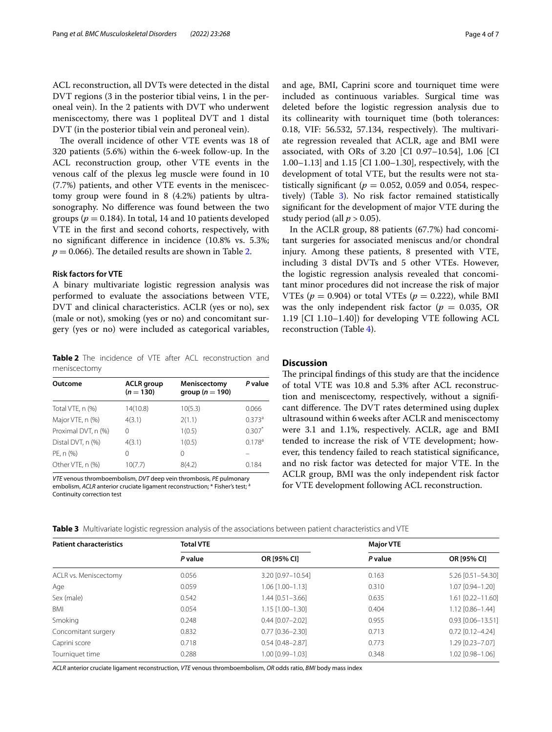ACL reconstruction, all DVTs were detected in the distal DVT regions (3 in the posterior tibial veins, 1 in the peroneal vein). In the 2 patients with DVT who underwent meniscectomy, there was 1 popliteal DVT and 1 distal DVT (in the posterior tibial vein and peroneal vein).

The overall incidence of other VTE events was 18 of 320 patients (5.6%) within the 6-week follow-up. In the ACL reconstruction group, other VTE events in the venous calf of the plexus leg muscle were found in 10 (7.7%) patients, and other VTE events in the meniscectomy group were found in 8 (4.2%) patients by ultrasonography. No difference was found between the two groups ($p = 0.184$). In total, 14 and 10 patients developed VTE in the first and second cohorts, respectively, with no significant difference in incidence (10.8% vs. 5.3%; $p = 0.066$). The detailed results are shown in Table 2.

### Risk factors for VTE

A binary multivariate logistic regression analysis was performed to evaluate the associations between VTE, DVT and clinical characteristics. ACLR (yes or no), sex (male or not), smoking (yes or no) and concomitant surgery (yes or no) were included as categorical variables, and age, BMI, Caprini score and tourniquet time were included as continuous variables. Surgical time was deleted before the logistic regression analysis due to its collinearity with tourniquet time (both tolerances: 0.18, VIF: 56.532, 57.134, respectively). The multivariate regression revealed that ACLR, age and BMI were associated, with ORs of 3.20 [CI 0.97–10.54], 1.06 [CI 1.00–1.13] and 1.15 [CI 1.00–1.30], respectively, with the development of total VTE, but the results were not statistically significant ($p = 0.052$, 0.059 and 0.054, respectively) (Table 3). No risk factor remained statistically significant for the development of major VTE during the study period (all $p > 0.05$).

In the ACLR group, 88 patients (67.7%) had concomitant surgeries for associated meniscus and/or chondral injury. Among these patients, 8 presented with VTE, including 3 distal DVTs and 5 other VTEs. However, the logistic regression analysis revealed that concomitant minor procedures did not increase the risk of major VTEs ($p = 0.904$) or total VTEs ($p = 0.222$), while BMI was the only independent risk factor ($p = 0.035$, OR 1.19 [CI 1.10–1.40]) for developing VTE following ACL reconstruction (Table 4).

**Table 2** The incidence of VTE after ACL reconstruction and meniscectomy

| Outcome | ACLR group ($n = 130$) | Meniscectomy group ($n = 190$) | P value |
|---|---|---|---|
| Total VTE, n (%) | 14(10.8) | 10(5.3) | 0.066 |
| Major VTE, n (%) | 4(3.1) | 2(1.1) | 0.373[a] |
| Proximal DVT, n (%) | 0 | 1(0.5) | 0.307* |
| Distal DVT, n (%) | 4(3.1) | 1(0.5) | 0.178[a] |
| PE, n (%) | 0 | 0 | – |
| Other VTE, n (%) | 10(7.7) | 8(4.2) | 0.184 |

*VTE* venous thromboembolism, *DVT* deep vein thrombosis, *PE* pulmonary embolism, *ACLR* anterior cruciate ligament reconstruction; * Fisher's test; [a] Continuity correction test

## Discussion

The principal findings of this study are that the incidence of total VTE was 10.8 and 5.3% after ACL reconstruction and meniscectomy, respectively, without a significant difference. The DVT rates determined using duplex ultrasound within 6 weeks after ACLR and meniscectomy were 3.1 and 1.1%, respectively. ACLR, age and BMI tended to increase the risk of VTE development; however, this tendency failed to reach statistical significance, and no risk factor was detected for major VTE. In the ACLR group, BMI was the only independent risk factor for VTE development following ACL reconstruction.

**Table 3** Multivariate logistic regression analysis of the associations between patient characteristics and VTE

| Patient characteristics | Total VTE | | Major VTE | |
|---|---|---|---|---|
| | P value | OR [95% CI] | P value | OR [95% CI] |
| ACLR vs. Meniscectomy | 0.056 | 3.20 [0.97–10.54] | 0.163 | 5.26 [0.51–54.30] |
| Age | 0.059 | 1.06 [1.00–1.13] | 0.310 | 1.07 [0.94–1.20] |
| Sex (male) | 0.542 | 1.44 [0.51–3.66] | 0.635 | 1.61 [0.22–11.60] |
| BMI | 0.054 | 1.15 [1.00–1.30] | 0.404 | 1.12 [0.86–1.44] |
| Smoking | 0.248 | 0.44 [0.07–2.02] | 0.955 | 0.93 [0.06–13.51] |
| Concomitant surgery | 0.832 | 0.77 [0.36–2.30] | 0.713 | 0.72 [0.12–4.24] |
| Caprini score | 0.718 | 0.54 [0.48–2.87] | 0.773 | 1.29 [0.23–7.07] |
| Tourniquet time | 0.288 | 1.00 [0.99–1.03] | 0.348 | 1.02 [0.98–1.06] |

*ACLR* anterior cruciate ligament reconstruction, *VTE* venous thromboembolism, *OR* odds ratio, *BMI* body mass index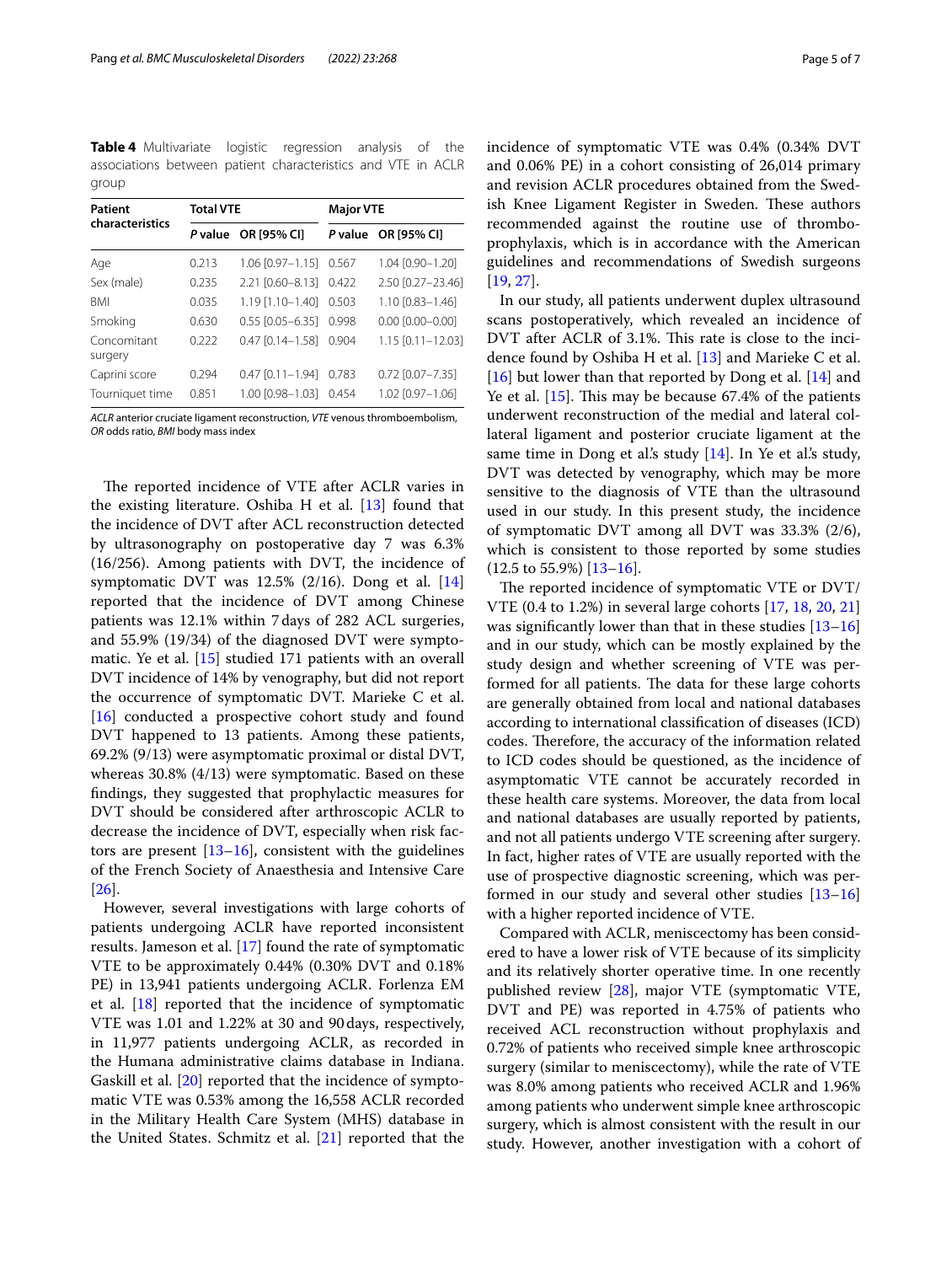**Table 4** Multivariate logistic regression analysis of the associations between patient characteristics and VTE in ACLR group

| Patient characteristics | Total VTE | | Major VTE | |
|---|---|---|---|---|
| | *P* value | OR [95% CI] | *P* value | OR [95% CI] |
| Age | 0.213 | 1.06 [0.97–1.15] | 0.567 | 1.04 [0.90–1.20] |
| Sex (male) | 0.235 | 2.21 [0.60–8.13] | 0.422 | 2.50 [0.27–23.46] |
| BMI | 0.035 | 1.19 [1.10–1.40] | 0.503 | 1.10 [0.83–1.46] |
| Smoking | 0.630 | 0.55 [0.05–6.35] | 0.998 | 0.00 [0.00–0.00] |
| Concomitant surgery | 0.222 | 0.47 [0.14–1.58] | 0.904 | 1.15 [0.11–12.03] |
| Caprini score | 0.294 | 0.47 [0.11–1.94] | 0.783 | 0.72 [0.07–7.35] |
| Tourniquet time | 0.851 | 1.00 [0.98–1.03] | 0.454 | 1.02 [0.97–1.06] |

*ACLR* anterior cruciate ligament reconstruction, *VTE* venous thromboembolism, *OR* odds ratio, *BMI* body mass index

The reported incidence of VTE after ACLR varies in the existing literature. Oshiba H et al. [13] found that the incidence of DVT after ACL reconstruction detected by ultrasonography on postoperative day 7 was 6.3% (16/256). Among patients with DVT, the incidence of symptomatic DVT was 12.5% (2/16). Dong et al. [14] reported that the incidence of DVT among Chinese patients was 12.1% within 7 days of 282 ACL surgeries, and 55.9% (19/34) of the diagnosed DVT were symptomatic. Ye et al. [15] studied 171 patients with an overall DVT incidence of 14% by venography, but did not report the occurrence of symptomatic DVT. Marieke C et al. [16] conducted a prospective cohort study and found DVT happened to 13 patients. Among these patients, 69.2% (9/13) were asymptomatic proximal or distal DVT, whereas 30.8% (4/13) were symptomatic. Based on these findings, they suggested that prophylactic measures for DVT should be considered after arthroscopic ACLR to decrease the incidence of DVT, especially when risk factors are present [13–16], consistent with the guidelines of the French Society of Anaesthesia and Intensive Care [26].

However, several investigations with large cohorts of patients undergoing ACLR have reported inconsistent results. Jameson et al. [17] found the rate of symptomatic VTE to be approximately 0.44% (0.30% DVT and 0.18% PE) in 13,941 patients undergoing ACLR. Forlenza EM et al. [18] reported that the incidence of symptomatic VTE was 1.01 and 1.22% at 30 and 90 days, respectively, in 11,977 patients undergoing ACLR, as recorded in the Humana administrative claims database in Indiana. Gaskill et al. [20] reported that the incidence of symptomatic VTE was 0.53% among the 16,558 ACLR recorded in the Military Health Care System (MHS) database in the United States. Schmitz et al. [21] reported that the incidence of symptomatic VTE was 0.4% (0.34% DVT and 0.06% PE) in a cohort consisting of 26,014 primary and revision ACLR procedures obtained from the Swedish Knee Ligament Register in Sweden. These authors recommended against the routine use of thromboprophylaxis, which is in accordance with the American guidelines and recommendations of Swedish surgeons [19, 27].

In our study, all patients underwent duplex ultrasound scans postoperatively, which revealed an incidence of DVT after ACLR of 3.1%. This rate is close to the incidence found by Oshiba H et al. [13] and Marieke C et al. [16] but lower than that reported by Dong et al. [14] and Ye et al. [15]. This may be because 67.4% of the patients underwent reconstruction of the medial and lateral collateral ligament and posterior cruciate ligament at the same time in Dong et al.'s study [14]. In Ye et al.'s study, DVT was detected by venography, which may be more sensitive to the diagnosis of VTE than the ultrasound used in our study. In this present study, the incidence of symptomatic DVT among all DVT was 33.3% (2/6), which is consistent to those reported by some studies (12.5 to 55.9%) [13–16].

The reported incidence of symptomatic VTE or DVT/VTE (0.4 to 1.2%) in several large cohorts [17, 18, 20, 21] was significantly lower than that in these studies [13–16] and in our study, which can be mostly explained by the study design and whether screening of VTE was performed for all patients. The data for these large cohorts are generally obtained from local and national databases according to international classification of diseases (ICD) codes. Therefore, the accuracy of the information related to ICD codes should be questioned, as the incidence of asymptomatic VTE cannot be accurately recorded in these health care systems. Moreover, the data from local and national databases are usually reported by patients, and not all patients undergo VTE screening after surgery. In fact, higher rates of VTE are usually reported with the use of prospective diagnostic screening, which was performed in our study and several other studies [13–16] with a higher reported incidence of VTE.

Compared with ACLR, meniscectomy has been considered to have a lower risk of VTE because of its simplicity and its relatively shorter operative time. In one recently published review [28], major VTE (symptomatic VTE, DVT and PE) was reported in 4.75% of patients who received ACL reconstruction without prophylaxis and 0.72% of patients who received simple knee arthroscopic surgery (similar to meniscectomy), while the rate of VTE was 8.0% among patients who received ACLR and 1.96% among patients who underwent simple knee arthroscopic surgery, which is almost consistent with the result in our study. However, another investigation with a cohort of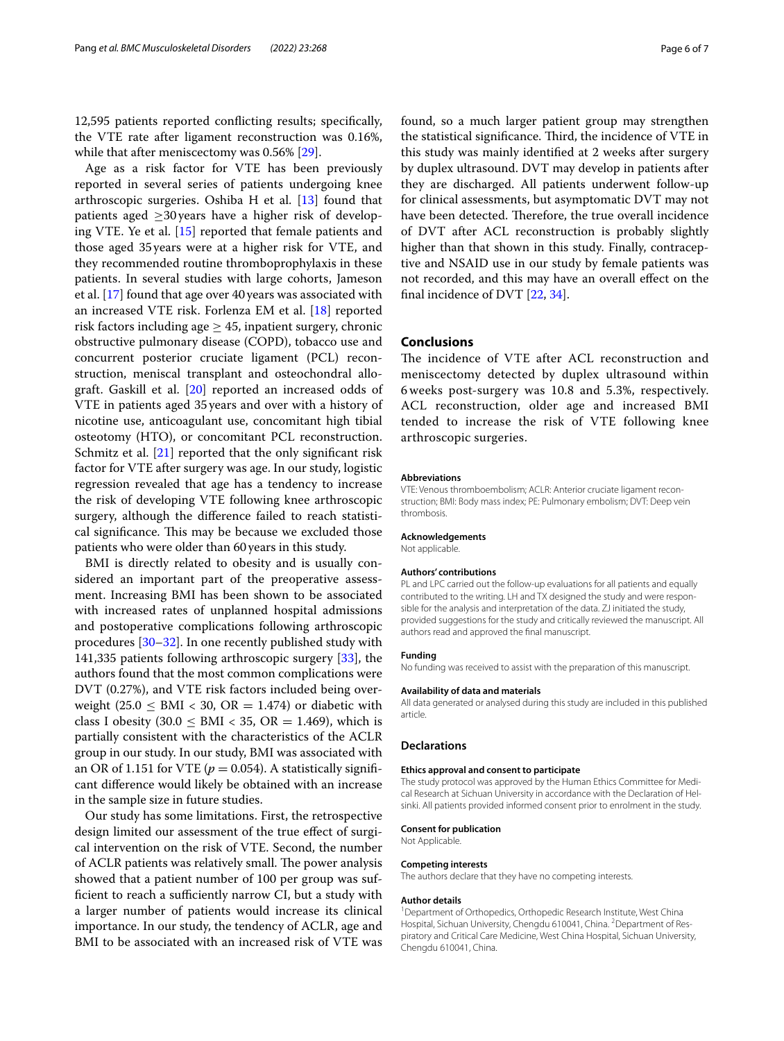12,595 patients reported conflicting results; specifically, the VTE rate after ligament reconstruction was 0.16%, while that after meniscectomy was 0.56% [29].

Age as a risk factor for VTE has been previously reported in several series of patients undergoing knee arthroscopic surgeries. Oshiba H et al. [13] found that patients aged ≥30 years have a higher risk of developing VTE. Ye et al. [15] reported that female patients and those aged 35 years were at a higher risk for VTE, and they recommended routine thromboprophylaxis in these patients. In several studies with large cohorts, Jameson et al. [17] found that age over 40 years was associated with an increased VTE risk. Forlenza EM et al. [18] reported risk factors including age ≥ 45, inpatient surgery, chronic obstructive pulmonary disease (COPD), tobacco use and concurrent posterior cruciate ligament (PCL) reconstruction, meniscal transplant and osteochondral allograft. Gaskill et al. [20] reported an increased odds of VTE in patients aged 35 years and over with a history of nicotine use, anticoagulant use, concomitant high tibial osteotomy (HTO), or concomitant PCL reconstruction. Schmitz et al. [21] reported that the only significant risk factor for VTE after surgery was age. In our study, logistic regression revealed that age has a tendency to increase the risk of developing VTE following knee arthroscopic surgery, although the difference failed to reach statistical significance. This may be because we excluded those patients who were older than 60 years in this study.

BMI is directly related to obesity and is usually considered an important part of the preoperative assessment. Increasing BMI has been shown to be associated with increased rates of unplanned hospital admissions and postoperative complications following arthroscopic procedures [30–32]. In one recently published study with 141,335 patients following arthroscopic surgery [33], the authors found that the most common complications were DVT (0.27%), and VTE risk factors included being overweight ($25.0 \leq$ BMI $< 30$, OR $= 1.474$) or diabetic with class I obesity ($30.0 \leq$ BMI $< 35$, OR $= 1.469$), which is partially consistent with the characteristics of the ACLR group in our study. In our study, BMI was associated with an OR of 1.151 for VTE ($p = 0.054$). A statistically significant difference would likely be obtained with an increase in the sample size in future studies.

Our study has some limitations. First, the retrospective design limited our assessment of the true effect of surgical intervention on the risk of VTE. Second, the number of ACLR patients was relatively small. The power analysis showed that a patient number of 100 per group was sufficient to reach a sufficiently narrow CI, but a study with a larger number of patients would increase its clinical importance. In our study, the tendency of ACLR, age and BMI to be associated with an increased risk of VTE was found, so a much larger patient group may strengthen the statistical significance. Third, the incidence of VTE in this study was mainly identified at 2 weeks after surgery by duplex ultrasound. DVT may develop in patients after they are discharged. All patients underwent follow-up for clinical assessments, but asymptomatic DVT may not have been detected. Therefore, the true overall incidence of DVT after ACL reconstruction is probably slightly higher than that shown in this study. Finally, contraceptive and NSAID use in our study by female patients was not recorded, and this may have an overall effect on the final incidence of DVT [22, 34].

## Conclusions

The incidence of VTE after ACL reconstruction and meniscectomy detected by duplex ultrasound within 6 weeks post-surgery was 10.8 and 5.3%, respectively. ACL reconstruction, older age and increased BMI tended to increase the risk of VTE following knee arthroscopic surgeries.

#### Abbreviations

VTE: Venous thromboembolism; ACLR: Anterior cruciate ligament reconstruction; BMI: Body mass index; PE: Pulmonary embolism; DVT: Deep vein thrombosis.

#### Acknowledgements

Not applicable.

#### Authors' contributions

PL and LPC carried out the follow-up evaluations for all patients and equally contributed to the writing. LH and TX designed the study and were responsible for the analysis and interpretation of the data. ZJ initiated the study, provided suggestions for the study and critically reviewed the manuscript. All authors read and approved the final manuscript.

#### Funding

No funding was received to assist with the preparation of this manuscript.

#### Availability of data and materials

All data generated or analysed during this study are included in this published article.

### Declarations

#### Ethics approval and consent to participate

The study protocol was approved by the Human Ethics Committee for Medical Research at Sichuan University in accordance with the Declaration of Helsinki. All patients provided informed consent prior to enrolment in the study.

#### Consent for publication

Not Applicable.

#### Competing interests

The authors declare that they have no competing interests.

#### Author details

[1] Department of Orthopedics, Orthopedic Research Institute, West China Hospital, Sichuan University, Chengdu 610041, China. [2] Department of Respiratory and Critical Care Medicine, West China Hospital, Sichuan University, Chengdu 610041, China.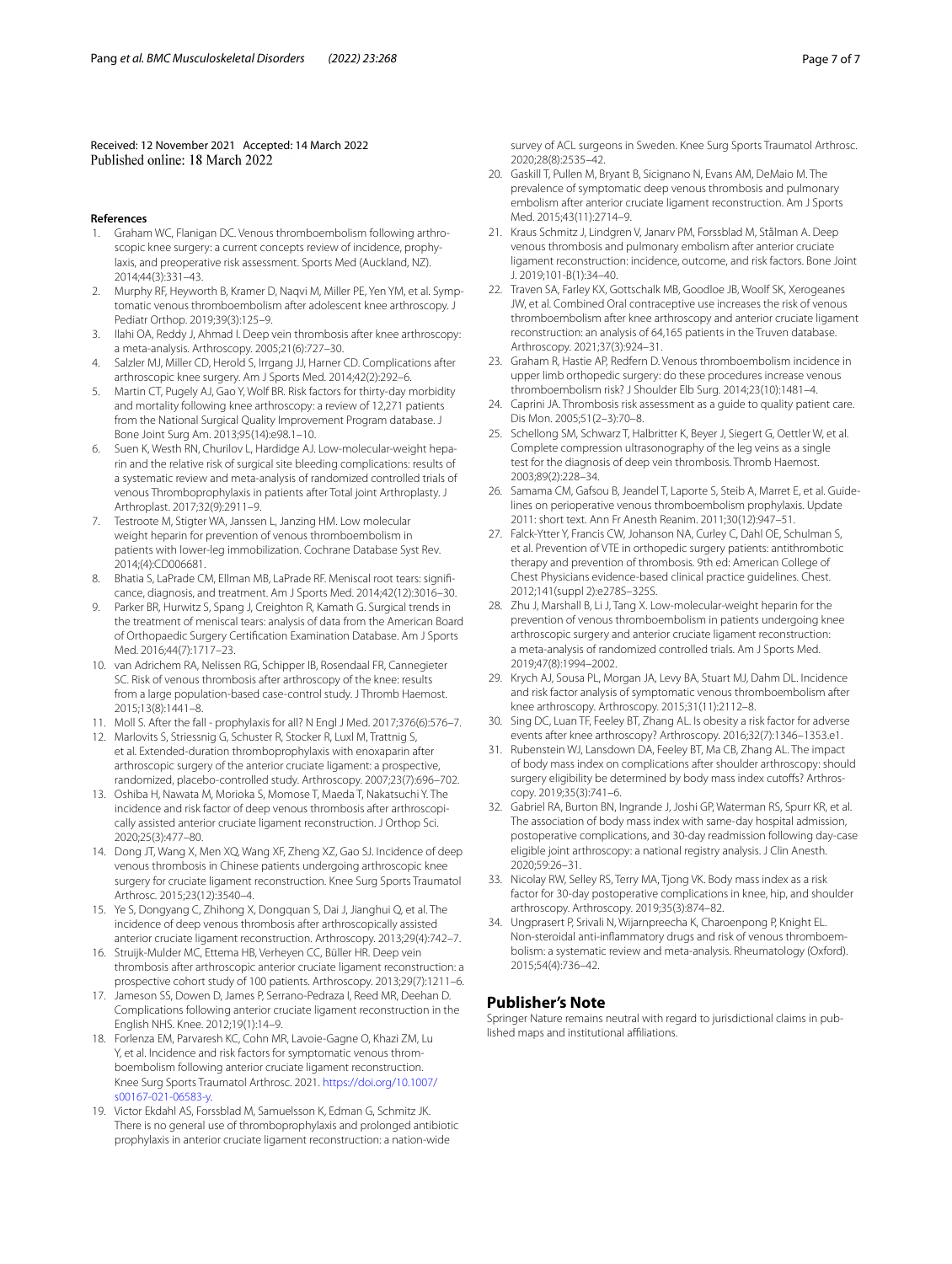Received: 12 November 2021 Accepted: 14 March 2022
Published online: 18 March 2022

### References

1. Graham WC, Flanigan DC. Venous thromboembolism following arthroscopic knee surgery: a current concepts review of incidence, prophylaxis, and preoperative risk assessment. Sports Med (Auckland, NZ). 2014;44(3):331–43.
2. Murphy RF, Heyworth B, Kramer D, Naqvi M, Miller PE, Yen YM, et al. Symptomatic venous thromboembolism after adolescent knee arthroscopy. J Pediatr Orthop. 2019;39(3):125–9.
3. Ilahi OA, Reddy J, Ahmad I. Deep vein thrombosis after knee arthroscopy: a meta-analysis. Arthroscopy. 2005;21(6):727–30.
4. Salzler MJ, Miller CD, Herold S, Irrgang JJ, Harner CD. Complications after arthroscopic knee surgery. Am J Sports Med. 2014;42(2):292–6.
5. Martin CT, Pugely AJ, Gao Y, Wolf BR. Risk factors for thirty-day morbidity and mortality following knee arthroscopy: a review of 12,271 patients from the National Surgical Quality Improvement Program database. J Bone Joint Surg Am. 2013;95(14):e98.1–10.
6. Suen K, Westh RN, Churilov L, Hardidge AJ. Low-molecular-weight heparin and the relative risk of surgical site bleeding complications: results of a systematic review and meta-analysis of randomized controlled trials of venous Thromboprophylaxis in patients after Total joint Arthroplasty. J Arthroplast. 2017;32(9):2911–9.
7. Testroote M, Stigter WA, Janssen L, Janzing HM. Low molecular weight heparin for prevention of venous thromboembolism in patients with lower-leg immobilization. Cochrane Database Syst Rev. 2014;(4):CD006681.
8. Bhatia S, LaPrade CM, Ellman MB, LaPrade RF. Meniscal root tears: significance, diagnosis, and treatment. Am J Sports Med. 2014;42(12):3016–30.
9. Parker BR, Hurwitz S, Spang J, Creighton R, Kamath G. Surgical trends in the treatment of meniscal tears: analysis of data from the American Board of Orthopaedic Surgery Certification Examination Database. Am J Sports Med. 2016;44(7):1717–23.
10. van Adrichem RA, Nelissen RG, Schipper IB, Rosendaal FR, Cannegieter SC. Risk of venous thrombosis after arthroscopy of the knee: results from a large population-based case-control study. J Thromb Haemost. 2015;13(8):1441–8.
11. Moll S. After the fall - prophylaxis for all? N Engl J Med. 2017;376(6):576–7.
12. Marlovits S, Striessnig G, Schuster R, Stocker R, Luxl M, Trattnig S, et al. Extended-duration thromboprophylaxis with enoxaparin after arthroscopic surgery of the anterior cruciate ligament: a prospective, randomized, placebo-controlled study. Arthroscopy. 2007;23(7):696–702.
13. Oshiba H, Nawata M, Morioka S, Momose T, Maeda T, Nakatsuchi Y. The incidence and risk factor of deep venous thrombosis after arthroscopically assisted anterior cruciate ligament reconstruction. J Orthop Sci. 2020;25(3):477–80.
14. Dong JT, Wang X, Men XQ, Wang XF, Zheng XZ, Gao SJ. Incidence of deep venous thrombosis in Chinese patients undergoing arthroscopic knee surgery for cruciate ligament reconstruction. Knee Surg Sports Traumatol Arthrosc. 2015;23(12):3540–4.
15. Ye S, Dongyang C, Zhihong X, Dongquan S, Dai J, Jianghui Q, et al. The incidence of deep venous thrombosis after arthroscopically assisted anterior cruciate ligament reconstruction. Arthroscopy. 2013;29(4):742–7.
16. Struijk-Mulder MC, Ettema HB, Verheyen CC, Büller HR. Deep vein thrombosis after arthroscopic anterior cruciate ligament reconstruction: a prospective cohort study of 100 patients. Arthroscopy. 2013;29(7):1211–6.
17. Jameson SS, Dowen D, James P, Serrano-Pedraza I, Reed MR, Deehan D. Complications following anterior cruciate ligament reconstruction in the English NHS. Knee. 2012;19(1):14–9.
18. Forlenza EM, Parvaresh KC, Cohn MR, Lavoie-Gagne O, Khazi ZM, Lu Y, et al. Incidence and risk factors for symptomatic venous thromboembolism following anterior cruciate ligament reconstruction. Knee Surg Sports Traumatol Arthrosc. 2021. https://doi.org/10.1007/s00167-021-06583-y.
19. Victor Ekdahl AS, Forssblad M, Samuelsson K, Edman G, Schmitz JK. There is no general use of thromboprophylaxis and prolonged antibiotic prophylaxis in anterior cruciate ligament reconstruction: a nation-wide survey of ACL surgeons in Sweden. Knee Surg Sports Traumatol Arthrosc. 2020;28(8):2535–42.
20. Gaskill T, Pullen M, Bryant B, Sicignano N, Evans AM, DeMaio M. The prevalence of symptomatic deep venous thrombosis and pulmonary embolism after anterior cruciate ligament reconstruction. Am J Sports Med. 2015;43(11):2714–9.
21. Kraus Schmitz J, Lindgren V, Janarv PM, Forssblad M, Stålman A. Deep venous thrombosis and pulmonary embolism after anterior cruciate ligament reconstruction: incidence, outcome, and risk factors. Bone Joint J. 2019;101-B(1):34–40.
22. Traven SA, Farley KX, Gottschalk MB, Goodloe JB, Woolf SK, Xerogeanes JW, et al. Combined Oral contraceptive use increases the risk of venous thromboembolism after knee arthroscopy and anterior cruciate ligament reconstruction: an analysis of 64,165 patients in the Truven database. Arthroscopy. 2021;37(3):924–31.
23. Graham R, Hastie AP, Redfern D. Venous thromboembolism incidence in upper limb orthopedic surgery: do these procedures increase venous thromboembolism risk? J Shoulder Elb Surg. 2014;23(10):1481–4.
24. Caprini JA. Thrombosis risk assessment as a guide to quality patient care. Dis Mon. 2005;51(2–3):70–8.
25. Schellong SM, Schwarz T, Halbritter K, Beyer J, Siegert G, Oettler W, et al. Complete compression ultrasonography of the leg veins as a single test for the diagnosis of deep vein thrombosis. Thromb Haemost. 2003;89(2):228–34.
26. Samama CM, Gafsou B, Jeandel T, Laporte S, Steib A, Marret E, et al. Guidelines on perioperative venous thromboembolism prophylaxis. Update 2011: short text. Ann Fr Anesth Reanim. 2011;30(12):947–51.
27. Falck-Ytter Y, Francis CW, Johanson NA, Curley C, Dahl OE, Schulman S, et al. Prevention of VTE in orthopedic surgery patients: antithrombotic therapy and prevention of thrombosis. 9th ed: American College of Chest Physicians evidence-based clinical practice guidelines. Chest. 2012;141(suppl 2):e278S–325S.
28. Zhu J, Marshall B, Li J, Tang X. Low-molecular-weight heparin for the prevention of venous thromboembolism in patients undergoing knee arthroscopic surgery and anterior cruciate ligament reconstruction: a meta-analysis of randomized controlled trials. Am J Sports Med. 2019;47(8):1994–2002.
29. Krych AJ, Sousa PL, Morgan JA, Levy BA, Stuart MJ, Dahm DL. Incidence and risk factor analysis of symptomatic venous thromboembolism after knee arthroscopy. Arthroscopy. 2015;31(11):2112–8.
30. Sing DC, Luan TF, Feeley BT, Zhang AL. Is obesity a risk factor for adverse events after knee arthroscopy? Arthroscopy. 2016;32(7):1346–1353.e1.
31. Rubenstein WJ, Lansdown DA, Feeley BT, Ma CB, Zhang AL. The impact of body mass index on complications after shoulder arthroscopy: should surgery eligibility be determined by body mass index cutoffs? Arthroscopy. 2019;35(3):741–6.
32. Gabriel RA, Burton BN, Ingrande J, Joshi GP, Waterman RS, Spurr KR, et al. The association of body mass index with same-day hospital admission, postoperative complications, and 30-day readmission following day-case eligible joint arthroscopy: a national registry analysis. J Clin Anesth. 2020;59:26–31.
33. Nicolay RW, Selley RS, Terry MA, Tjong VK. Body mass index as a risk factor for 30-day postoperative complications in knee, hip, and shoulder arthroscopy. Arthroscopy. 2019;35(3):874–82.
34. Ungprasert P, Srivali N, Wijarnpreecha K, Charoenpong P, Knight EL. Non-steroidal anti-inflammatory drugs and risk of venous thromboembolism: a systematic review and meta-analysis. Rheumatology (Oxford). 2015;54(4):736–42.

## Publisher's Note

Springer Nature remains neutral with regard to jurisdictional claims in published maps and institutional affiliations.